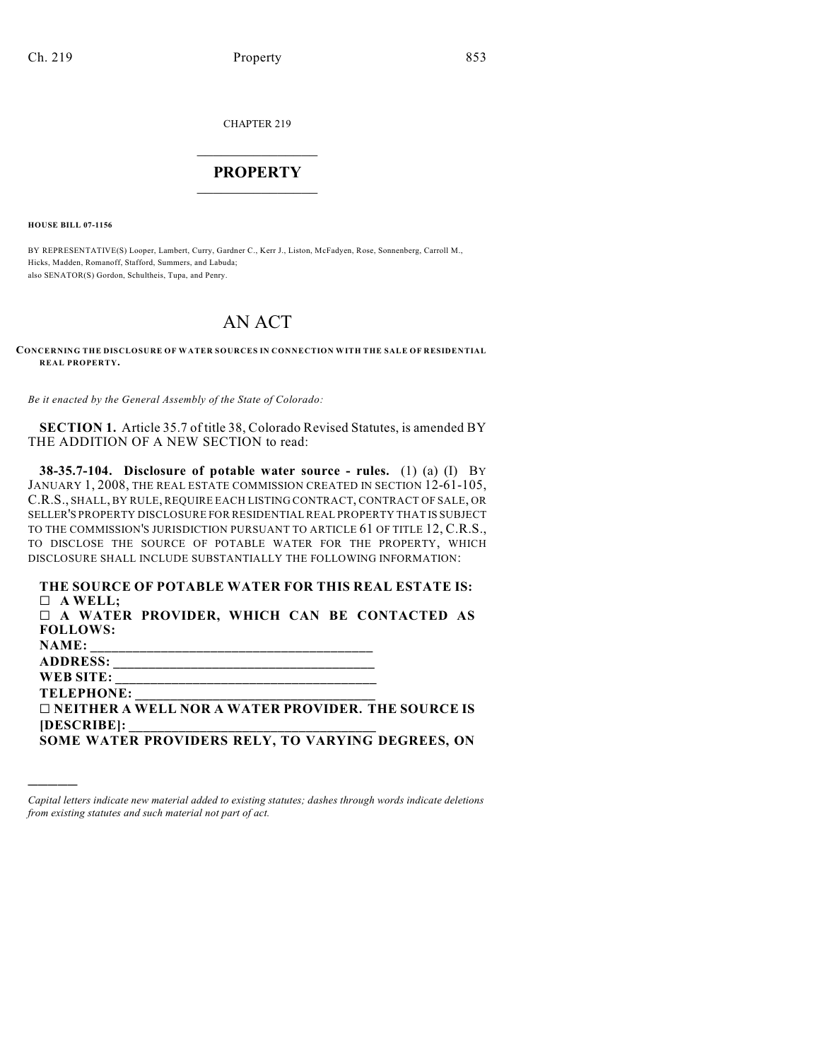CHAPTER 219

# PROPERTY

**HOUSE BILL 07-1156**

BY REPRESENTATIVE(S) Looper, Lambert, Curry, Gardner C., Kerr J., Liston, McFadyen, Rose, Sonnenberg, Carroll M., Hicks, Madden, Romanoff, Stafford, Summers, and Labuda;
also SENATOR(S) Gordon, Schultheis, Tupa, and Penry.

# AN ACT

**CONCERNING THE DISCLOSURE OF WATER SOURCES IN CONNECTION WITH THE SALE OF RESIDENTIAL REAL PROPERTY.**

*Be it enacted by the General Assembly of the State of Colorado:*

**SECTION 1.** Article 35.7 of title 38, Colorado Revised Statutes, is amended BY THE ADDITION OF A NEW SECTION to read:

**38-35.7-104. Disclosure of potable water source - rules.** (1) (a) (I) BY JANUARY 1, 2008, THE REAL ESTATE COMMISSION CREATED IN SECTION 12-61-105, C.R.S., SHALL, BY RULE, REQUIRE EACH LISTING CONTRACT, CONTRACT OF SALE, OR SELLER'S PROPERTY DISCLOSURE FOR RESIDENTIAL REAL PROPERTY THAT IS SUBJECT TO THE COMMISSION'S JURISDICTION PURSUANT TO ARTICLE 61 OF TITLE 12, C.R.S., TO DISCLOSE THE SOURCE OF POTABLE WATER FOR THE PROPERTY, WHICH DISCLOSURE SHALL INCLUDE SUBSTANTIALLY THE FOLLOWING INFORMATION:

**THE SOURCE OF POTABLE WATER FOR THIS REAL ESTATE IS:**
**☐ A WELL;**
**☐ A WATER PROVIDER, WHICH CAN BE CONTACTED AS FOLLOWS:**
**NAME: ______________________________________**
**ADDRESS: ___________________________________**
**WEB SITE: ___________________________________**
**TELEPHONE: _________________________________**
**☐ NEITHER A WELL NOR A WATER PROVIDER. THE SOURCE IS [DESCRIBE]: _________________________________**
**SOME WATER PROVIDERS RELY, TO VARYING DEGREES, ON**

---

*Capital letters indicate new material added to existing statutes; dashes through words indicate deletions from existing statutes and such material not part of act.*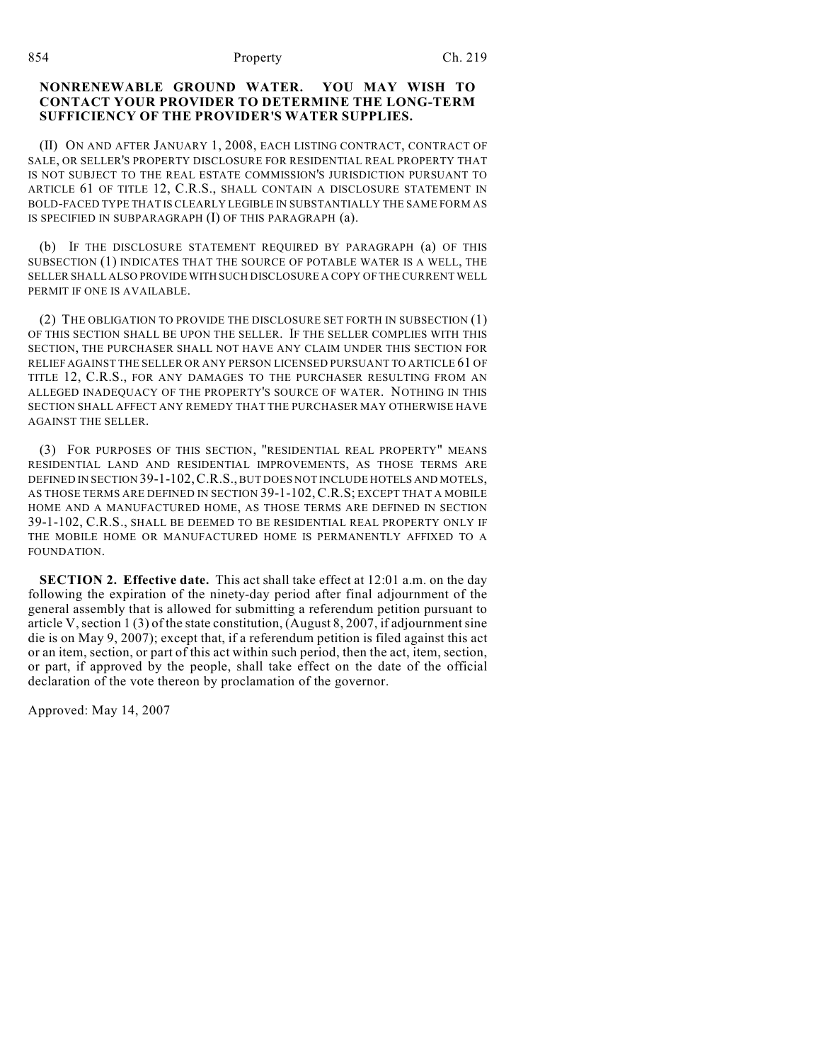**NONRENEWABLE GROUND WATER. YOU MAY WISH TO CONTACT YOUR PROVIDER TO DETERMINE THE LONG-TERM SUFFICIENCY OF THE PROVIDER'S WATER SUPPLIES.**

(II) ON AND AFTER JANUARY 1, 2008, EACH LISTING CONTRACT, CONTRACT OF SALE, OR SELLER'S PROPERTY DISCLOSURE FOR RESIDENTIAL REAL PROPERTY THAT IS NOT SUBJECT TO THE REAL ESTATE COMMISSION'S JURISDICTION PURSUANT TO ARTICLE 61 OF TITLE 12, C.R.S., SHALL CONTAIN A DISCLOSURE STATEMENT IN BOLD-FACED TYPE THAT IS CLEARLY LEGIBLE IN SUBSTANTIALLY THE SAME FORM AS IS SPECIFIED IN SUBPARAGRAPH (I) OF THIS PARAGRAPH (a).

(b) IF THE DISCLOSURE STATEMENT REQUIRED BY PARAGRAPH (a) OF THIS SUBSECTION (1) INDICATES THAT THE SOURCE OF POTABLE WATER IS A WELL, THE SELLER SHALL ALSO PROVIDE WITH SUCH DISCLOSURE A COPY OF THE CURRENT WELL PERMIT IF ONE IS AVAILABLE.

(2) THE OBLIGATION TO PROVIDE THE DISCLOSURE SET FORTH IN SUBSECTION (1) OF THIS SECTION SHALL BE UPON THE SELLER. IF THE SELLER COMPLIES WITH THIS SECTION, THE PURCHASER SHALL NOT HAVE ANY CLAIM UNDER THIS SECTION FOR RELIEF AGAINST THE SELLER OR ANY PERSON LICENSED PURSUANT TO ARTICLE 61 OF TITLE 12, C.R.S., FOR ANY DAMAGES TO THE PURCHASER RESULTING FROM AN ALLEGED INADEQUACY OF THE PROPERTY'S SOURCE OF WATER. NOTHING IN THIS SECTION SHALL AFFECT ANY REMEDY THAT THE PURCHASER MAY OTHERWISE HAVE AGAINST THE SELLER.

(3) FOR PURPOSES OF THIS SECTION, "RESIDENTIAL REAL PROPERTY" MEANS RESIDENTIAL LAND AND RESIDENTIAL IMPROVEMENTS, AS THOSE TERMS ARE DEFINED IN SECTION 39-1-102, C.R.S., BUT DOES NOT INCLUDE HOTELS AND MOTELS, AS THOSE TERMS ARE DEFINED IN SECTION 39-1-102, C.R.S; EXCEPT THAT A MOBILE HOME AND A MANUFACTURED HOME, AS THOSE TERMS ARE DEFINED IN SECTION 39-1-102, C.R.S., SHALL BE DEEMED TO BE RESIDENTIAL REAL PROPERTY ONLY IF THE MOBILE HOME OR MANUFACTURED HOME IS PERMANENTLY AFFIXED TO A FOUNDATION.

**SECTION 2. Effective date.** This act shall take effect at 12:01 a.m. on the day following the expiration of the ninety-day period after final adjournment of the general assembly that is allowed for submitting a referendum petition pursuant to article V, section 1 (3) of the state constitution, (August 8, 2007, if adjournment sine die is on May 9, 2007); except that, if a referendum petition is filed against this act or an item, section, or part of this act within such period, then the act, item, section, or part, if approved by the people, shall take effect on the date of the official declaration of the vote thereon by proclamation of the governor.

Approved: May 14, 2007